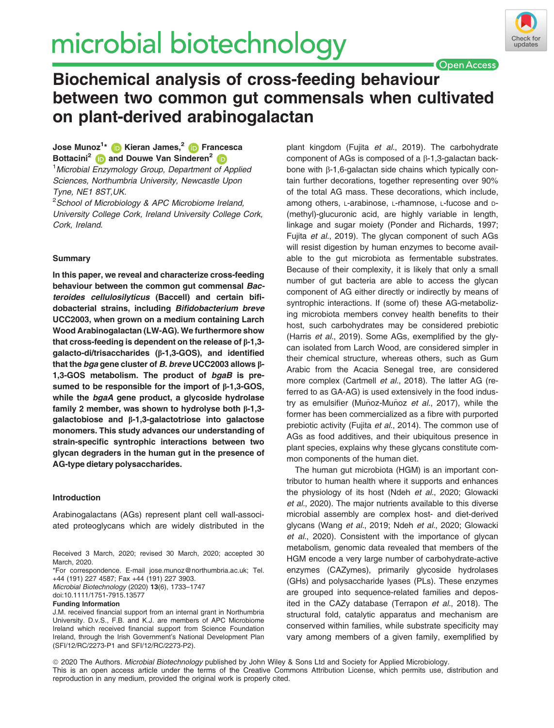# Biochemical analysis of cross-feeding behaviour between two common gut commensals when cultivated on plant-derived arabinogalactan

**Jose Munoz[1]\*, Kieran James,[2] Francesca Bottacini[2] and Douwe Van Sinderen[2]**

[1] *Microbial Enzymology Group, Department of Applied Sciences, Northumbria University, Newcastle Upon Tyne, NE1 8ST,UK.*

[2] *School of Microbiology & APC Microbiome Ireland, University College Cork, Ireland University College Cork, Cork, Ireland.*

## Summary

**In this paper, we reveal and characterize cross-feeding behaviour between the common gut commensal *Bacteroides cellulosilyticus* (Baccell) and certain bifidobacterial strains, including *Bifidobacterium breve* UCC2003, when grown on a medium containing Larch Wood Arabinogalactan (LW-AG). We furthermore show that cross-feeding is dependent on the release of β-1,3-galacto-di/trisaccharides (β-1,3-GOS), and identified that the *bga* gene cluster of *B. breve* UCC2003 allows β-1,3-GOS metabolism. The product of *bgaB* is presumed to be responsible for the import of β-1,3-GOS, while the *bgaA* gene product, a glycoside hydrolase family 2 member, was shown to hydrolyse both β-1,3-galactobiose and β-1,3-galactotriose into galactose monomers. This study advances our understanding of strain-specific syntrophic interactions between two glycan degraders in the human gut in the presence of AG-type dietary polysaccharides.**

## Introduction

Arabinogalactans (AGs) represent plant cell wall-associated proteoglycans which are widely distributed in the plant kingdom (Fujita *et al.*, 2019). The carbohydrate component of AGs is composed of a β-1,3-galactan backbone with β-1,6-galactan side chains which typically contain further decorations, together representing over 90% of the total AG mass. These decorations, which include, among others, L-arabinose, L-rhamnose, L-fucose and D-(methyl)-glucuronic acid, are highly variable in length, linkage and sugar moiety (Ponder and Richards, 1997; Fujita *et al.*, 2019). The glycan component of such AGs will resist digestion by human enzymes to become available to the gut microbiota as fermentable substrates. Because of their complexity, it is likely that only a small number of gut bacteria are able to access the glycan component of AG either directly or indirectly by means of syntrophic interactions. If (some of) these AG-metabolizing microbiota members convey health benefits to their host, such carbohydrates may be considered prebiotic (Harris *et al.*, 2019). Some AGs, exemplified by the glycan isolated from Larch Wood, are considered simpler in their chemical structure, whereas others, such as Gum Arabic from the Acacia Senegal tree, are considered more complex (Cartmell *et al.*, 2018). The latter AG (referred to as GA-AG) is used extensively in the food industry as emulsifier (Muñoz-Muñoz *et al.*, 2017), while the former has been commercialized as a fibre with purported prebiotic activity (Fujita *et al.*, 2014). The common use of AGs as food additives, and their ubiquitous presence in plant species, explains why these glycans constitute common components of the human diet.

The human gut microbiota (HGM) is an important contributor to human health where it supports and enhances the physiology of its host (Ndeh *et al.*, 2020; Glowacki *et al.*, 2020). The major nutrients available to this diverse microbial assembly are complex host- and diet-derived glycans (Wang *et al.*, 2019; Ndeh *et al.*, 2020; Glowacki *et al.*, 2020). Consistent with the importance of glycan metabolism, genomic data revealed that members of the HGM encode a very large number of carbohydrate-active enzymes (CAZymes), primarily glycoside hydrolases (GHs) and polysaccharide lyases (PLs). These enzymes are grouped into sequence-related families and deposited in the CAZy database (Terrapon *et al.*, 2018). The structural fold, catalytic apparatus and mechanism are conserved within families, while substrate specificity may vary among members of a given family, exemplified by

Received 3 March, 2020; revised 30 March, 2020; accepted 30 March, 2020.
\*For correspondence. E-mail jose.munoz@northumbria.ac.uk; Tel. +44 (191) 227 4587; Fax +44 (191) 227 3903.
doi:10.1111/1751-7915.13577

**Funding Information**
J.M. received financial support from an internal grant in Northumbria University. D.v.S., F.B. and K.J. are members of APC Microbiome Ireland which received financial support from Science Foundation Ireland, through the Irish Government's National Development Plan (SFI/12/RC/2273-P1 and SFI/12/RC/2273-P2).

© 2020 The Authors. *Microbial Biotechnology* published by John Wiley & Sons Ltd and Society for Applied Microbiology.
This is an open access article under the terms of the Creative Commons Attribution License, which permits use, distribution and reproduction in any medium, provided the original work is properly cited.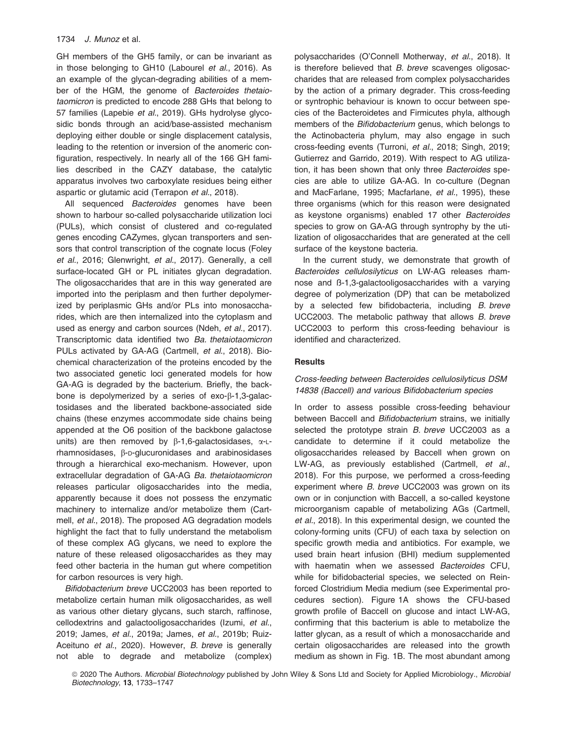GH members of the GH5 family, or can be invariant as in those belonging to GH10 (Labourel *et al.*, 2016). As an example of the glycan-degrading abilities of a member of the HGM, the genome of *Bacteroides thetaiotaomicron* is predicted to encode 288 GHs that belong to 57 families (Lapebie *et al.*, 2019). GHs hydrolyse glycosidic bonds through an acid/base-assisted mechanism deploying either double or single displacement catalysis, leading to the retention or inversion of the anomeric configuration, respectively. In nearly all of the 166 GH families described in the CAZY database, the catalytic apparatus involves two carboxylate residues being either aspartic or glutamic acid (Terrapon *et al.*, 2018).

All sequenced *Bacteroides* genomes have been shown to harbour so-called polysaccharide utilization loci (PULs), which consist of clustered and co-regulated genes encoding CAZymes, glycan transporters and sensors that control transcription of the cognate locus (Foley *et al.*, 2016; Glenwright, *et al.*, 2017). Generally, a cell surface-located GH or PL initiates glycan degradation. The oligosaccharides that are in this way generated are imported into the periplasm and then further depolymerized by periplasmic GHs and/or PLs into monosaccharides, which are then internalized into the cytoplasm and used as energy and carbon sources (Ndeh, *et al.*, 2017). Transcriptomic data identified two *Ba. thetaiotaomicron* PULs activated by GA-AG (Cartmell, *et al.*, 2018). Biochemical characterization of the proteins encoded by the two associated genetic loci generated models for how GA-AG is degraded by the bacterium. Briefly, the backbone is depolymerized by a series of exo-β-1,3-galactosidases and the liberated backbone-associated side chains (these enzymes accommodate side chains being appended at the O6 position of the backbone galactose units) are then removed by β-1,6-galactosidases, α-L-rhamnosidases, β-D-glucuronidases and arabinosidases through a hierarchical exo-mechanism. However, upon extracellular degradation of GA-AG *Ba. thetaiotaomicron* releases particular oligosaccharides into the media, apparently because it does not possess the enzymatic machinery to internalize and/or metabolize them (Cartmell, *et al.*, 2018). The proposed AG degradation models highlight the fact that to fully understand the metabolism of these complex AG glycans, we need to explore the nature of these released oligosaccharides as they may feed other bacteria in the human gut where competition for carbon resources is very high.

*Bifidobacterium breve* UCC2003 has been reported to metabolize certain human milk oligosaccharides, as well as various other dietary glycans, such starch, raffinose, cellodextrins and galactooligosaccharides (Izumi, *et al.*, 2019; James, *et al.*, 2019a; James, *et al.*, 2019b; Ruiz-Aceituno *et al.*, 2020). However, *B. breve* is generally not able to degrade and metabolize (complex) polysaccharides (O'Connell Motherway, *et al.*, 2018). It is therefore believed that *B. breve* scavenges oligosaccharides that are released from complex polysaccharides by the action of a primary degrader. This cross-feeding or syntrophic behaviour is known to occur between species of the Bacteroidetes and Firmicutes phyla, although members of the *Bifidobacterium* genus, which belongs to the Actinobacteria phylum, may also engage in such cross-feeding events (Turroni, *et al.*, 2018; Singh, 2019; Gutierrez and Garrido, 2019). With respect to AG utilization, it has been shown that only three *Bacteroides* species are able to utilize GA-AG. In co-culture (Degnan and MacFarlane, 1995; Macfarlane, *et al.*, 1995), these three organisms (which for this reason were designated as keystone organisms) enabled 17 other *Bacteroides* species to grow on GA-AG through syntrophy by the utilization of oligosaccharides that are generated at the cell surface of the keystone bacteria.

In the current study, we demonstrate that growth of *Bacteroides cellulosilyticus* on LW-AG releases rhamnose and ß-1,3-galactooligosaccharides with a varying degree of polymerization (DP) that can be metabolized by a selected few bifidobacteria, including *B. breve* UCC2003. The metabolic pathway that allows *B. breve* UCC2003 to perform this cross-feeding behaviour is identified and characterized.

## Results

### *Cross-feeding between Bacteroides cellulosilyticus DSM 14838 (Baccell) and various Bifidobacterium species*

In order to assess possible cross-feeding behaviour between Baccell and *Bifidobacterium* strains, we initially selected the prototype strain *B. breve* UCC2003 as a candidate to determine if it could metabolize the oligosaccharides released by Baccell when grown on LW-AG, as previously established (Cartmell, *et al.*, 2018). For this purpose, we performed a cross-feeding experiment where *B. breve* UCC2003 was grown on its own or in conjunction with Baccell, a so-called keystone microorganism capable of metabolizing AGs (Cartmell, *et al.*, 2018). In this experimental design, we counted the colony-forming units (CFU) of each taxa by selection on specific growth media and antibiotics. For example, we used brain heart infusion (BHI) medium supplemented with haematin when we assessed *Bacteroides* CFU, while for bifidobacterial species, we selected on Reinforced Clostridium Media medium (see Experimental procedures section). Figure 1A shows the CFU-based growth profile of Baccell on glucose and intact LW-AG, confirming that this bacterium is able to metabolize the latter glycan, as a result of which a monosaccharide and certain oligosaccharides are released into the growth medium as shown in Fig. 1B. The most abundant among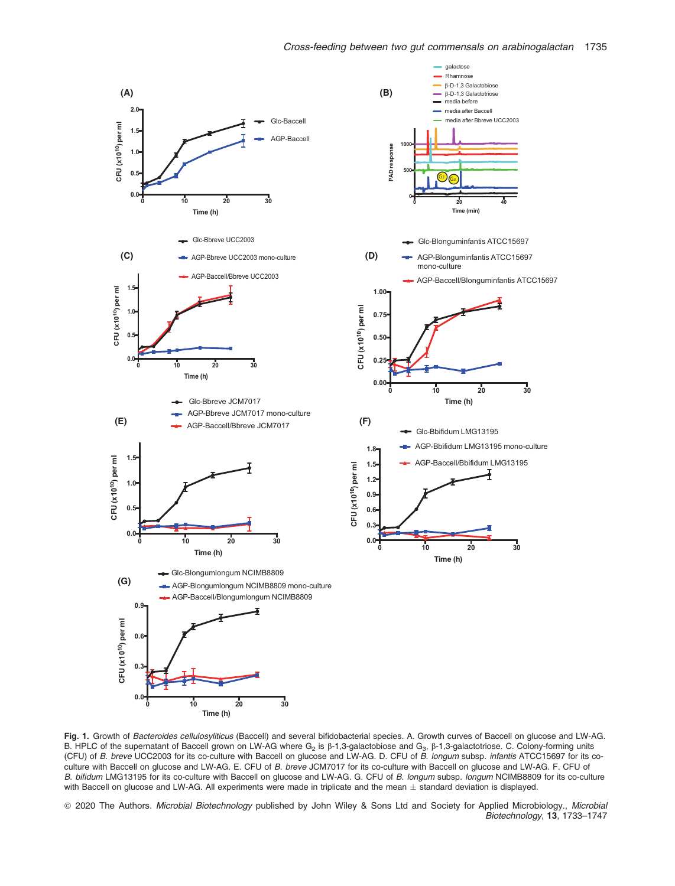(A)

2.0
1.5
1.0
0.5
0.0

CFU ($\times 10^{10}$) per ml

0 10 20 30

Time (h)

Glc-Baccell

AGP-Baccell

(B)

galactose

Rhamnose

β-D-1,3 Galactobiose

β-D-1,3 Galactotriose

media before

media after Baccell

media after Bbreve UCC2003

PAD response

1000
500
0

G2 G3

0 20 40

Time (min)

(C)

Glc-Bbreve UCC2003

AGP-Bbreve UCC2003 mono-culture

AGP-Baccell/Bbreve UCC2003

CFU ($\times 10^{10}$) per ml

1.5
1.0
0.5
0.0

0 10 20 30

Time (h)

(D)

Glc-Blonguminfantis ATCC15697

AGP-Blonguminfantis ATCC15697 mono-culture

AGP-Baccell/Blonguminfantis ATCC15697

CFU ($\times 10^{10}$) per ml

1.00
0.75
0.50
0.25
0.00

0 10 20 30

Time (h)

(E)

Glc-Bbreve JCM7017

AGP-Bbreve JCM7017 mono-culture

AGP-Baccell/Bbreve JCM7017

CFU ($\times 10^{10}$) per ml

1.5
1.0
0.5
0.0

0 10 20 30

Time (h)

(F)

Glc-Bbifidum LMG13195

AGP-Bbifidum LMG13195 mono-culture

AGP-Baccell/Bbifidum LMG13195

CFU ($\times 10^{10}$) per ml

1.8
1.5
1.2
0.9
0.6
0.3
0.0

0 10 20 30

Time (h)

(G)

Glc-Blongumlongum NCIMB8809

AGP-Blongumlongum NCIMB8809 mono-culture

AGP-Baccell/Blongumlongum NCIMB8809

CFU ($\times 10^{10}$) per ml

0.9
0.6
0.3
0.0

0 10 20 30

Time (h)

**Fig. 1.** Growth of *Bacteroides cellulosyliticus* (Baccell) and several bifidobacterial species. A. Growth curves of Baccell on glucose and LW-AG. B. HPLC of the supernatant of Baccell grown on LW-AG where $G_2$ is β-1,3-galactobiose and $G_3$, β-1,3-galactotriose. C. Colony-forming units (CFU) of *B. breve* UCC2003 for its co-culture with Baccell on glucose and LW-AG. D. CFU of *B. longum* subsp. *infantis* ATCC15697 for its co-culture with Baccell on glucose and LW-AG. E. CFU of *B. breve* JCM7017 for its co-culture with Baccell on glucose and LW-AG. F. CFU of *B. bifidum* LMG13195 for its co-culture with Baccell on glucose and LW-AG. G. CFU of *B. longum* subsp. *longum* NCIMB8809 for its co-culture with Baccell on glucose and LW-AG. All experiments were made in triplicate and the mean ± standard deviation is displayed.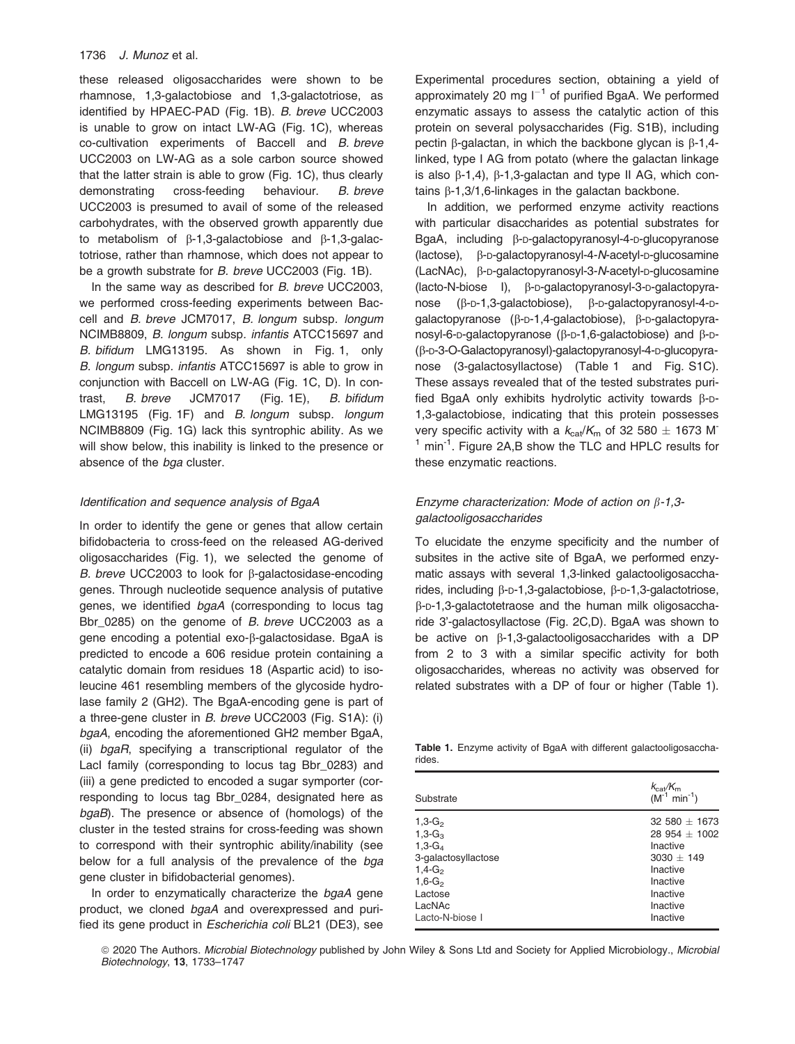these released oligosaccharides were shown to be rhamnose, 1,3-galactobiose and 1,3-galactotriose, as identified by HPAEC-PAD (Fig. 1B). *B. breve* UCC2003 is unable to grow on intact LW-AG (Fig. 1C), whereas co-cultivation experiments of Baccell and *B. breve* UCC2003 on LW-AG as a sole carbon source showed that the latter strain is able to grow (Fig. 1C), thus clearly demonstrating cross-feeding behaviour. *B. breve* UCC2003 is presumed to avail of some of the released carbohydrates, with the observed growth apparently due to metabolism of β-1,3-galactobiose and β-1,3-galactotriose, rather than rhamnose, which does not appear to be a growth substrate for *B. breve* UCC2003 (Fig. 1B).

In the same way as described for *B. breve* UCC2003, we performed cross-feeding experiments between Baccell and *B. breve* JCM7017, *B. longum* subsp. *longum* NCIMB8809, *B. longum* subsp. *infantis* ATCC15697 and *B. bifidum* LMG13195. As shown in Fig. 1, only *B. longum* subsp. *infantis* ATCC15697 is able to grow in conjunction with Baccell on LW-AG (Fig. 1C, D). In contrast, *B. breve* JCM7017 (Fig. 1E), *B. bifidum* LMG13195 (Fig. 1F) and *B. longum* subsp. *longum* NCIMB8809 (Fig. 1G) lack this syntrophic ability. As we will show below, this inability is linked to the presence or absence of the *bga* cluster.

### *Identification and sequence analysis of BgaA*

In order to identify the gene or genes that allow certain bifidobacteria to cross-feed on the released AG-derived oligosaccharides (Fig. 1), we selected the genome of *B. breve* UCC2003 to look for β-galactosidase-encoding genes. Through nucleotide sequence analysis of putative genes, we identified *bgaA* (corresponding to locus tag Bbr_0285) on the genome of *B. breve* UCC2003 as a gene encoding a potential exo-β-galactosidase. BgaA is predicted to encode a 606 residue protein containing a catalytic domain from residues 18 (Aspartic acid) to isoleucine 461 resembling members of the glycoside hydrolase family 2 (GH2). The BgaA-encoding gene is part of a three-gene cluster in *B. breve* UCC2003 (Fig. S1A): (i) *bgaA*, encoding the aforementioned GH2 member BgaA, (ii) *bgaR*, specifying a transcriptional regulator of the LacI family (corresponding to locus tag Bbr_0283) and (iii) a gene predicted to encoded a sugar symporter (corresponding to locus tag Bbr_0284, designated here as *bgaB*). The presence or absence of (homologs of) the cluster in the tested strains for cross-feeding was shown to correspond with their syntrophic ability/inability (see below for a full analysis of the prevalence of the *bga* gene cluster in bifidobacterial genomes).

In order to enzymatically characterize the *bgaA* gene product, we cloned *bgaA* and overexpressed and purified its gene product in *Escherichia coli* BL21 (DE3), see Experimental procedures section, obtaining a yield of approximately 20 mg $l^{-1}$ of purified BgaA. We performed enzymatic assays to assess the catalytic action of this protein on several polysaccharides (Fig. S1B), including pectin β-galactan, in which the backbone glycan is β-1,4-linked, type I AG from potato (where the galactan linkage is also β-1,4), β-1,3-galactan and type II AG, which contains β-1,3/1,6-linkages in the galactan backbone.

In addition, we performed enzyme activity reactions with particular disaccharides as potential substrates for BgaA, including β-D-galactopyranosyl-4-D-glucopyranose (lactose), β-D-galactopyranosyl-4-*N*-acetyl-D-glucosamine (LacNAc), β-D-galactopyranosyl-3-*N*-acetyl-D-glucosamine (lacto-N-biose I), β-D-galactopyranosyl-3-D-galactopyranose (β-D-1,3-galactobiose), β-D-galactopyranosyl-4-D-galactopyranose (β-D-1,4-galactobiose), β-D-galactopyranosyl-6-D-galactopyranose (β-D-1,6-galactobiose) and β-D-(β-D-3-O-Galactopyranosyl)-galactopyranosyl-4-D-glucopyranose (3-galactosyllactose) (Table 1 and Fig. S1C). These assays revealed that of the tested substrates purified BgaA only exhibits hydrolytic activity towards β-D-1,3-galactobiose, indicating that this protein possesses very specific activity with a $k_{cat}/K_m$ of 32 580 ± 1673 $M^{-1}$ $min^{-1}$. Figure 2A,B show the TLC and HPLC results for these enzymatic reactions.

### *Enzyme characterization: Mode of action on β-1,3-galactooligosaccharides*

To elucidate the enzyme specificity and the number of subsites in the active site of BgaA, we performed enzymatic assays with several 1,3-linked galactooligosaccharides, including β-D-1,3-galactobiose, β-D-1,3-galactotriose, β-D-1,3-galactotetraose and the human milk oligosaccharide 3′-galactosyllactose (Fig. 2C,D). BgaA was shown to be active on β-1,3-galactooligosaccharides with a DP from 2 to 3 with a similar specific activity for both oligosaccharides, whereas no activity was observed for related substrates with a DP of four or higher (Table 1).

**Table 1.** Enzyme activity of BgaA with different galactooligosaccharides.

| Substrate | $k_{cat}/K_m$ ($M^{-1}$ $min^{-1}$) |
|---|---|
| 1,3-$G_2$ | 32 580 ± 1673 |
| 1,3-$G_3$ | 28 954 ± 1002 |
| 1,3-$G_4$ | Inactive |
| 3-galactosyllactose | 3030 ± 149 |
| 1,4-$G_2$ | Inactive |
| 1,6-$G_2$ | Inactive |
| Lactose | Inactive |
| LacNAc | Inactive |
| Lacto-N-biose I | Inactive |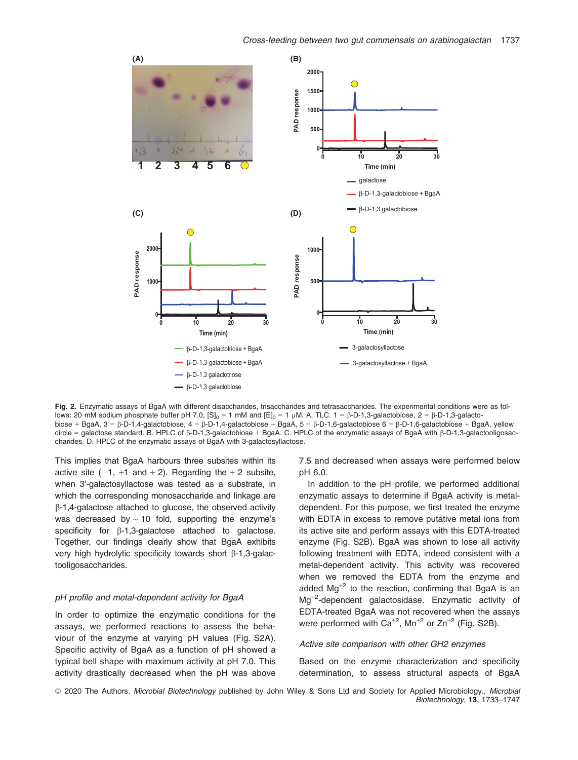(A)

1 2 3 4 5 6

(B)

PAD response

2000
1500
1000
500
0

0 10 20 30

Time (min)

galactose

β-D-1,3-galactobiose + BgaA

β-D-1,3 galactobiose

(C)

PAD response

2000
1000
0

0 10 20 30

Time (min)

β-D-1,3-galactotriose + BgaA

β-D-1,3-galactobiose + BgaA

β-D-1,3 galactotriose

β-D-1,3 galactobiose

(D)

PAD response

1000
500
0

0 10 20 30

Time (min)

3-galactosyllactose

3-galactosyllactose + BgaA

**Fig. 2.** Enzymatic assays of BgaA with different disaccharides, trisaccharides and tetrasaccharides. The experimental conditions were as follows: 20 mM sodium phosphate buffer pH 7.0, $[S]_0$ = 1 mM and $[E]_0$ = 1 μM. A. TLC. 1 = β-D-1,3-galactobiose, 2 = β-D-1,3-galactobiose + BgaA, 3 = β-D-1,4-galactobiose, 4 = β-D-1,4-galactobiose + BgaA, 5 = β-D-1,6-galactobiose 6 = β-D-1,6-galactobiose + BgaA, yellow circle = galactose standard. B. HPLC of β-D-1,3-galactobiose + BgaA. C. HPLC of the enzymatic assays of BgaA with β-D-1,3-galactooligosaccharides. D. HPLC of the enzymatic assays of BgaA with 3-galactosyllactose.

This implies that BgaA harbours three subsites within its active site (−1, +1 and + 2). Regarding the + 2 subsite, when 3′-galactosyllactose was tested as a substrate, in which the corresponding monosaccharide and linkage are β-1,4-galactose attached to glucose, the observed activity was decreased by ~ 10 fold, supporting the enzyme's specificity for β-1,3-galactose attached to galactose. Together, our findings clearly show that BgaA exhibits very high hydrolytic specificity towards short β-1,3-galactooligosaccharides.

### *pH profile and metal-dependent activity for BgaA*

In order to optimize the enzymatic conditions for the assays, we performed reactions to assess the behaviour of the enzyme at varying pH values (Fig. S2A). Specific activity of BgaA as a function of pH showed a typical bell shape with maximum activity at pH 7.0. This activity drastically decreased when the pH was above 7.5 and decreased when assays were performed below pH 6.0.

In addition to the pH profile, we performed additional enzymatic assays to determine if BgaA activity is metal-dependent. For this purpose, we first treated the enzyme with EDTA in excess to remove putative metal ions from its active site and perform assays with this EDTA-treated enzyme (Fig. S2B). BgaA was shown to lose all activity following treatment with EDTA, indeed consistent with a metal-dependent activity. This activity was recovered when we removed the EDTA from the enzyme and added $Mg^{+2}$ to the reaction, confirming that BgaA is an $Mg^{+2}$-dependent galactosidase. Enzymatic activity of EDTA-treated BgaA was not recovered when the assays were performed with $Ca^{+2}$, $Mn^{+2}$ or $Zn^{+2}$ (Fig. S2B).

### *Active site comparison with other GH2 enzymes*

Based on the enzyme characterization and specificity determination, to assess structural aspects of BgaA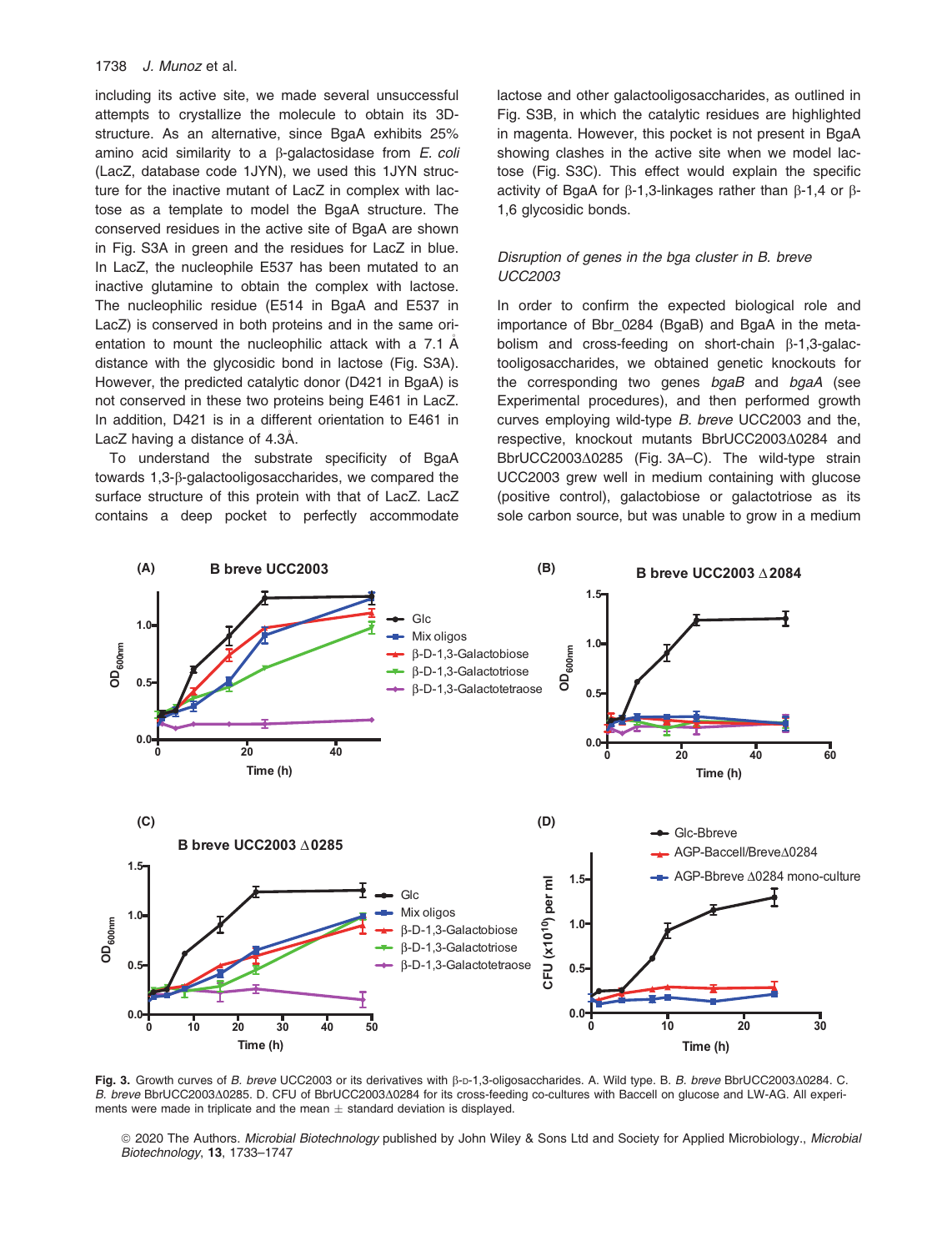including its active site, we made several unsuccessful attempts to crystallize the molecule to obtain its 3D-structure. As an alternative, since BgaA exhibits 25% amino acid similarity to a β-galactosidase from *E. coli* (LacZ, database code 1JYN), we used this 1JYN structure for the inactive mutant of LacZ in complex with lactose as a template to model the BgaA structure. The conserved residues in the active site of BgaA are shown in Fig. S3A in green and the residues for LacZ in blue. In LacZ, the nucleophile E537 has been mutated to an inactive glutamine to obtain the complex with lactose. The nucleophilic residue (E514 in BgaA and E537 in LacZ) is conserved in both proteins and in the same orientation to mount the nucleophilic attack with a 7.1 Å distance with the glycosidic bond in lactose (Fig. S3A). However, the predicted catalytic donor (D421 in BgaA) is not conserved in these two proteins being E461 in LacZ. In addition, D421 is in a different orientation to E461 in LacZ having a distance of 4.3Å.

To understand the substrate specificity of BgaA towards 1,3-β-galactooligosaccharides, we compared the surface structure of this protein with that of LacZ. LacZ contains a deep pocket to perfectly accommodate lactose and other galactooligosaccharides, as outlined in Fig. S3B, in which the catalytic residues are highlighted in magenta. However, this pocket is not present in BgaA showing clashes in the active site when we model lactose (Fig. S3C). This effect would explain the specific activity of BgaA for β-1,3-linkages rather than β-1,4 or β-1,6 glycosidic bonds.

### *Disruption of genes in the bga cluster in B. breve UCC2003*

In order to confirm the expected biological role and importance of Bbr_0284 (BgaB) and BgaA in the metabolism and cross-feeding on short-chain β-1,3-galactooligosaccharides, we obtained genetic knockouts for the corresponding two genes *bgaB* and *bgaA* (see Experimental procedures), and then performed growth curves employing wild-type *B. breve* UCC2003 and the, respective, knockout mutants BbrUCC2003Δ0284 and BbrUCC2003Δ0285 (Fig. 3A–C). The wild-type strain UCC2003 grew well in medium containing with glucose (positive control), galactobiose or galactotriose as its sole carbon source, but was unable to grow in a medium

(A) B breve UCC2003
OD600nm
Time (h)
0.0 0.5 1.0
0 20 40
Glc
Mix oligos
β-D-1,3-Galactobiose
β-D-1,3-Galactotriose
β-D-1,3-Galactotetraose

(B) B breve UCC2003 Δ2084
OD600nm
Time (h)
0.0 0.5 1.0 1.5
0 20 40 60

(C) B breve UCC2003 Δ0285
OD600nm
Time (h)
0.0 0.5 1.0 1.5
0 10 20 30 40 50
Glc
Mix oligos
β-D-1,3-Galactobiose
β-D-1,3-Galactotriose
β-D-1,3-Galactotetraose

(D)
CFU (x10^10) per ml
Time (h)
0.0 0.5 1.0 1.5
0 10 20 30
Glc-Bbreve
AGP-BaccelI/BreveΔ0284
AGP-Bbreve Δ0284 mono-culture

**Fig. 3.** Growth curves of *B. breve* UCC2003 or its derivatives with β-D-1,3-oligosaccharides. A. Wild type. B. *B. breve* BbrUCC2003Δ0284. C. *B. breve* BbrUCC2003Δ0285. D. CFU of BbrUCC2003Δ0284 for its cross-feeding co-cultures with BaccelI on glucose and LW-AG. All experiments were made in triplicate and the mean ± standard deviation is displayed.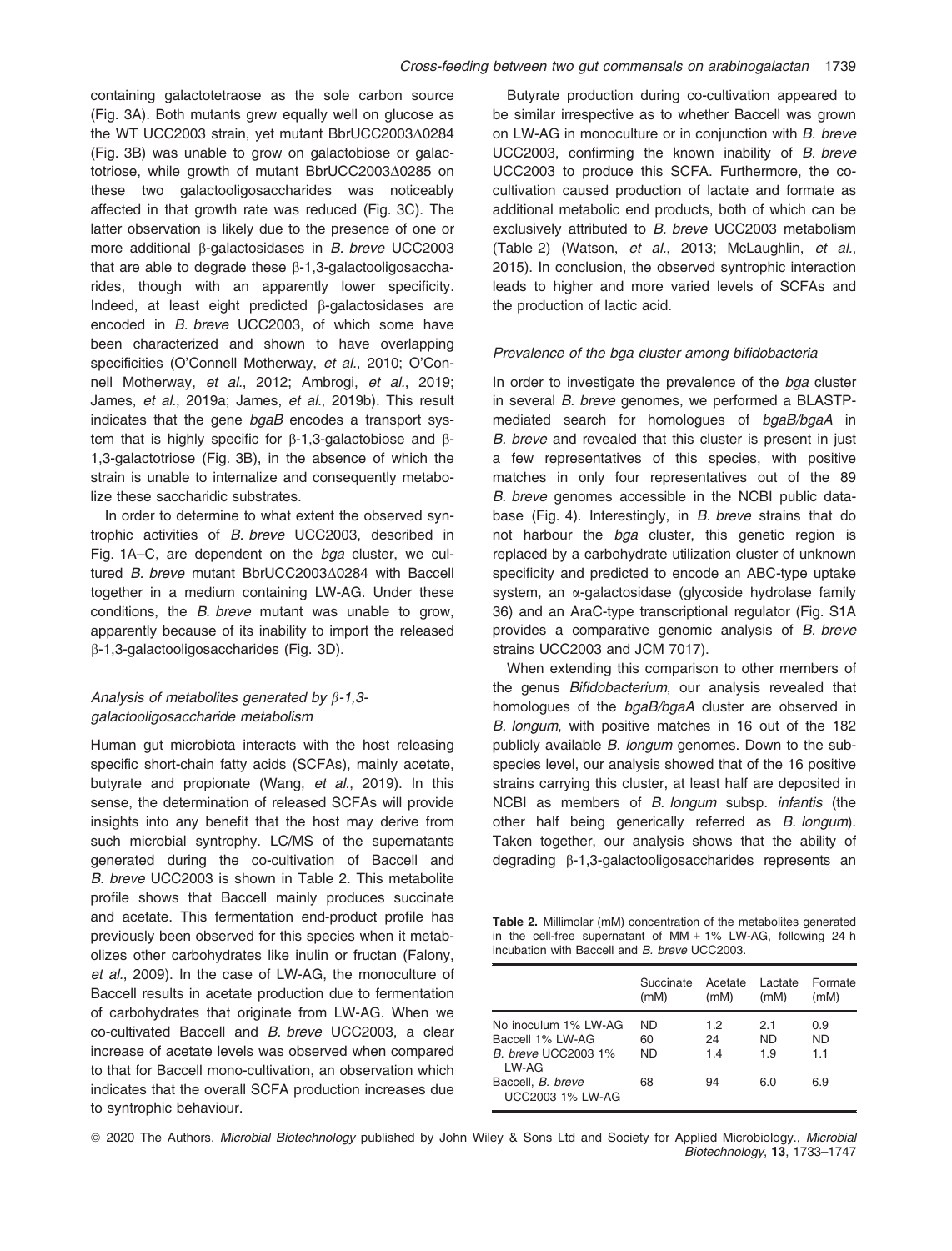containing galactotetraose as the sole carbon source (Fig. 3A). Both mutants grew equally well on glucose as the WT UCC2003 strain, yet mutant BbrUCC2003Δ0284 (Fig. 3B) was unable to grow on galactobiose or galactotriose, while growth of mutant BbrUCC2003Δ0285 on these two galactooligosaccharides was noticeably affected in that growth rate was reduced (Fig. 3C). The latter observation is likely due to the presence of one or more additional β-galactosidases in *B. breve* UCC2003 that are able to degrade these β-1,3-galactooligosaccharides, though with an apparently lower specificity. Indeed, at least eight predicted β-galactosidases are encoded in *B. breve* UCC2003, of which some have been characterized and shown to have overlapping specificities (O'Connell Motherway, *et al*., 2010; O'Connell Motherway, *et al*., 2012; Ambrogi, *et al*., 2019; James, *et al*., 2019a; James, *et al*., 2019b). This result indicates that the gene *bgaB* encodes a transport system that is highly specific for β-1,3-galactobiose and β-1,3-galactotriose (Fig. 3B), in the absence of which the strain is unable to internalize and consequently metabolize these saccharidic substrates.

In order to determine to what extent the observed syntrophic activities of *B. breve* UCC2003, described in Fig. 1A–C, are dependent on the *bga* cluster, we cultured *B. breve* mutant BbrUCC2003Δ0284 with Baccell together in a medium containing LW-AG. Under these conditions, the *B. breve* mutant was unable to grow, apparently because of its inability to import the released β-1,3-galactooligosaccharides (Fig. 3D).

### *Analysis of metabolites generated by β-1,3-galactooligosaccharide metabolism*

Human gut microbiota interacts with the host releasing specific short-chain fatty acids (SCFAs), mainly acetate, butyrate and propionate (Wang, *et al*., 2019). In this sense, the determination of released SCFAs will provide insights into any benefit that the host may derive from such microbial syntrophy. LC/MS of the supernatants generated during the co-cultivation of Baccell and *B. breve* UCC2003 is shown in Table 2. This metabolite profile shows that Baccell mainly produces succinate and acetate. This fermentation end-product profile has previously been observed for this species when it metabolizes other carbohydrates like inulin or fructan (Falony, *et al*., 2009). In the case of LW-AG, the monoculture of Baccell results in acetate production due to fermentation of carbohydrates that originate from LW-AG. When we co-cultivated Baccell and *B. breve* UCC2003, a clear increase of acetate levels was observed when compared to that for Baccell mono-cultivation, an observation which indicates that the overall SCFA production increases due to syntrophic behaviour.

Butyrate production during co-cultivation appeared to be similar irrespective as to whether Baccell was grown on LW-AG in monoculture or in conjunction with *B. breve* UCC2003, confirming the known inability of *B. breve* UCC2003 to produce this SCFA. Furthermore, the co-cultivation caused production of lactate and formate as additional metabolic end products, both of which can be exclusively attributed to *B. breve* UCC2003 metabolism (Table 2) (Watson, *et al*., 2013; McLaughlin, *et al*., 2015). In conclusion, the observed syntrophic interaction leads to higher and more varied levels of SCFAs and the production of lactic acid.

### *Prevalence of the bga cluster among bifidobacteria*

In order to investigate the prevalence of the *bga* cluster in several *B. breve* genomes, we performed a BLASTP-mediated search for homologues of *bgaB/bgaA* in *B. breve* and revealed that this cluster is present in just a few representatives of this species, with positive matches in only four representatives out of the 89 *B. breve* genomes accessible in the NCBI public database (Fig. 4). Interestingly, in *B. breve* strains that do not harbour the *bga* cluster, this genetic region is replaced by a carbohydrate utilization cluster of unknown specificity and predicted to encode an ABC-type uptake system, an α-galactosidase (glycoside hydrolase family 36) and an AraC-type transcriptional regulator (Fig. S1A provides a comparative genomic analysis of *B. breve* strains UCC2003 and JCM 7017).

When extending this comparison to other members of the genus *Bifidobacterium*, our analysis revealed that homologues of the *bgaB/bgaA* cluster are observed in *B. longum*, with positive matches in 16 out of the 182 publicly available *B. longum* genomes. Down to the subspecies level, our analysis showed that of the 16 positive strains carrying this cluster, at least half are deposited in NCBI as members of *B. longum* subsp. *infantis* (the other half being generically referred as *B. longum*). Taken together, our analysis shows that the ability of degrading β-1,3-galactooligosaccharides represents an

**Table 2.** Millimolar (mM) concentration of the metabolites generated in the cell-free supernatant of MM + 1% LW-AG, following 24 h incubation with Baccell and *B. breve* UCC2003.

| | Succinate (mM) | Acetate (mM) | Lactate (mM) | Formate (mM) |
|---|---|---|---|---|
| No inoculum 1% LW-AG | ND | 1.2 | 2.1 | 0.9 |
| Baccell 1% LW-AG | 60 | 24 | ND | ND |
| *B. breve* UCC2003 1% LW-AG | ND | 1.4 | 1.9 | 1.1 |
| Baccell, *B. breve* UCC2003 1% LW-AG | 68 | 94 | 6.0 | 6.9 |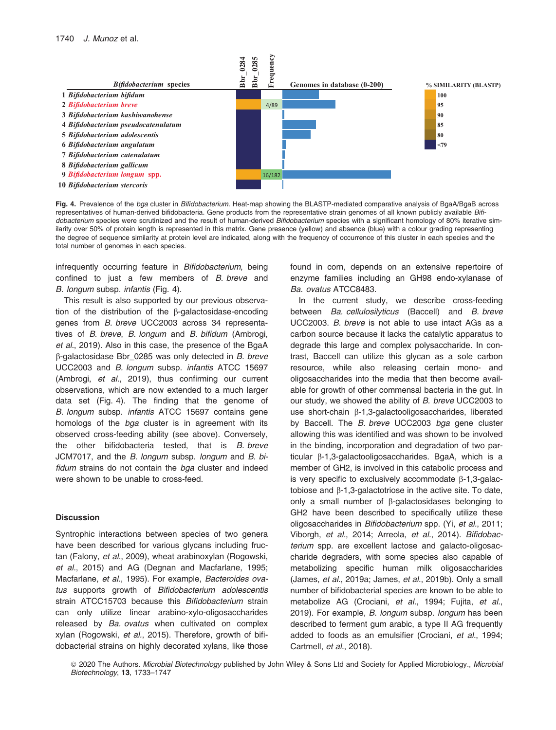*Bifidobacterium* species

Bbr_0284

Bbr_0285

Frequency

Genomes in database (0-200)

% SIMILARITY (BLASTP)

1 *Bifidobacterium bifidum*

2 *Bifidobacterium breve* 4/89

3 *Bifidobacterium kashiwanohense*

4 *Bifidobacterium pseudocatenulatum*

5 *Bifidobacterium adolescentis*

6 *Bifidobacterium angulatum*

7 *Bifidobacterium catenulatum*

8 *Bifidobacterium gallicum*

9 *Bifidobacterium longum* spp. 16/182

10 *Bifidobacterium stercoris*

100

95

90

85

80

<79

**Fig. 4.** Prevalence of the *bga* cluster in *Bifidobacterium*. Heat-map showing the BLASTP-mediated comparative analysis of BgaA/BgaB across representatives of human-derived bifidobacteria. Gene products from the representative strain genomes of all known publicly available *Bifidobacterium* species were scrutinized and the result of human-derived *Bifidobacterium* species with a significant homology of 80% iterative similarity over 50% of protein length is represented in this matrix. Gene presence (yellow) and absence (blue) with a colour grading representing the degree of sequence similarity at protein level are indicated, along with the frequency of occurrence of this cluster in each species and the total number of genomes in each species.

infrequently occurring feature in *Bifidobacterium*, being confined to just a few members of *B. breve* and *B. longum* subsp. *infantis* (Fig. 4).

This result is also supported by our previous observation of the distribution of the β-galactosidase-encoding genes from *B. breve* UCC2003 across 34 representatives of *B. breve*, *B. longum* and *B. bifidum* (Ambrogi, *et al*., 2019). Also in this case, the presence of the BgaA β-galactosidase Bbr_0285 was only detected in *B. breve* UCC2003 and *B. longum* subsp. *infantis* ATCC 15697 (Ambrogi, *et al*., 2019), thus confirming our current observations, which are now extended to a much larger data set (Fig. 4). The finding that the genome of *B. longum* subsp. *infantis* ATCC 15697 contains gene homologs of the *bga* cluster is in agreement with its observed cross-feeding ability (see above). Conversely, the other bifidobacteria tested, that is *B. breve* JCM7017, and the *B. longum* subsp. *longum* and *B. bifidum* strains do not contain the *bga* cluster and indeed were shown to be unable to cross-feed.

## Discussion

Syntrophic interactions between species of two genera have been described for various glycans including fructan (Falony, *et al*., 2009), wheat arabinoxylan (Rogowski, *et al*., 2015) and AG (Degnan and Macfarlane, 1995; Macfarlane, *et al*., 1995). For example, *Bacteroides ovatus* supports growth of *Bifidobacterium adolescentis* strain ATCC15703 because this *Bifidobacterium* strain can only utilize linear arabino-xylo-oligosaccharides released by *Ba. ovatus* when cultivated on complex xylan (Rogowski, *et al*., 2015). Therefore, growth of bifidobacterial strains on highly decorated xylans, like those found in corn, depends on an extensive repertoire of enzyme families including an GH98 endo-xylanase of *Ba. ovatus* ATCC8483.

In the current study, we describe cross-feeding between *Ba. cellulosilyticus* (Baccell) and *B. breve* UCC2003. *B. breve* is not able to use intact AGs as a carbon source because it lacks the catalytic apparatus to degrade this large and complex polysaccharide. In contrast, Baccell can utilize this glycan as a sole carbon resource, while also releasing certain mono- and oligosaccharides into the media that then become available for growth of other commensal bacteria in the gut. In our study, we showed the ability of *B. breve* UCC2003 to use short-chain β-1,3-galactooligosaccharides, liberated by Baccell. The *B. breve* UCC2003 *bga* gene cluster allowing this was identified and was shown to be involved in the binding, incorporation and degradation of two particular β-1,3-galactooligosaccharides. BgaA, which is a member of GH2, is involved in this catabolic process and is very specific to exclusively accommodate β-1,3-galactobiose and β-1,3-galactotriose in the active site. To date, only a small number of β-galactosidases belonging to GH2 have been described to specifically utilize these oligosaccharides in *Bifidobacterium* spp. (Yi, *et al*., 2011; Viborgh, *et al*., 2014; Arreola, *et al*., 2014). *Bifidobacterium* spp. are excellent lactose and galacto-oligosaccharide degraders, with some species also capable of metabolizing specific human milk oligosaccharides (James, *et al*., 2019a; James, *et al*., 2019b). Only a small number of bifidobacterial species are known to be able to metabolize AG (Crociani, *et al*., 1994; Fujita, *et al*., 2019). For example, *B. longum* subsp. *longum* has been described to ferment gum arabic, a type II AG frequently added to foods as an emulsifier (Crociani, *et al*., 1994; Cartmell, *et al*., 2018).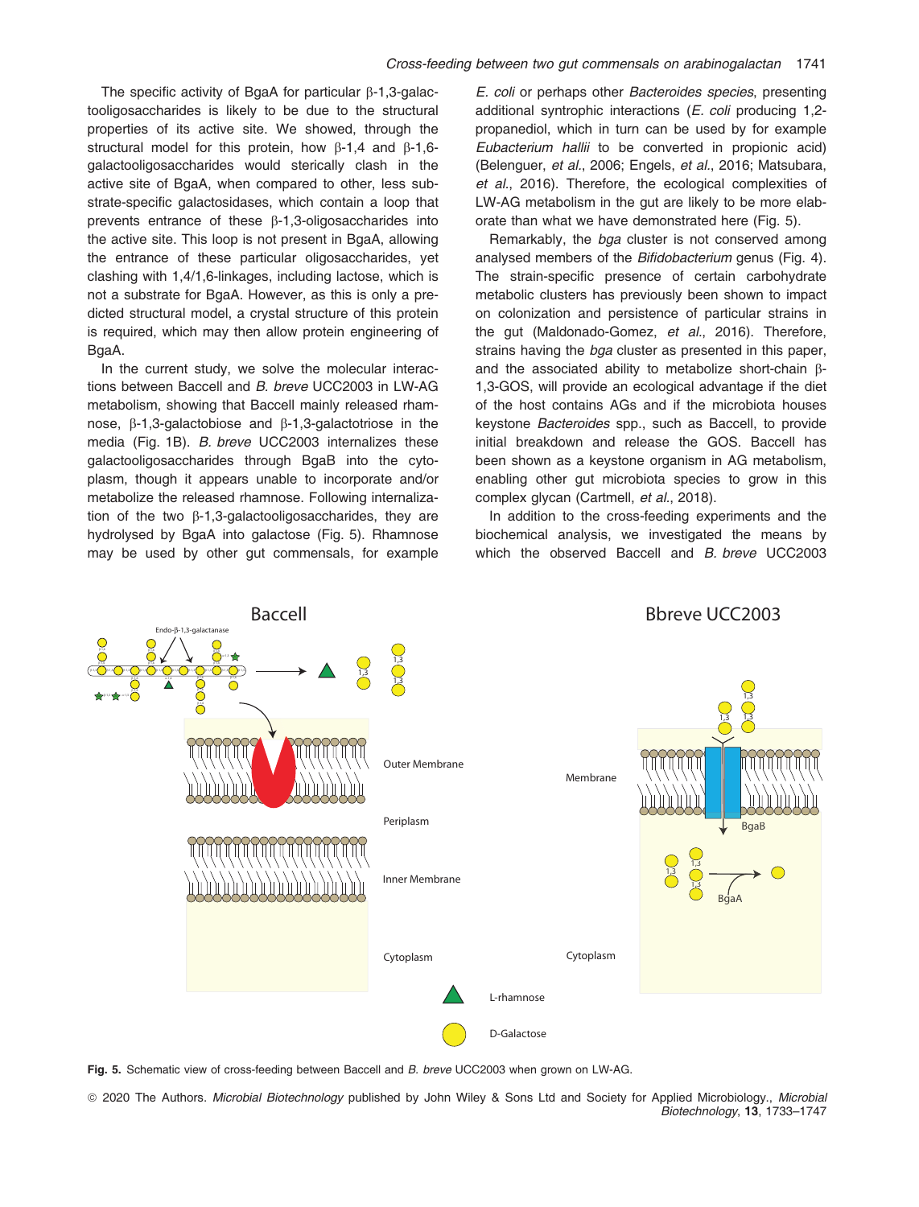The specific activity of BgaA for particular β-1,3-galactooligosaccharides is likely to be due to the structural properties of its active site. We showed, through the structural model for this protein, how β-1,4 and β-1,6-galactooligosaccharides would sterically clash in the active site of BgaA, when compared to other, less substrate-specific galactosidases, which contain a loop that prevents entrance of these β-1,3-oligosaccharides into the active site. This loop is not present in BgaA, allowing the entrance of these particular oligosaccharides, yet clashing with 1,4/1,6-linkages, including lactose, which is not a substrate for BgaA. However, as this is only a predicted structural model, a crystal structure of this protein is required, which may then allow protein engineering of BgaA.

In the current study, we solve the molecular interactions between Baccell and *B. breve* UCC2003 in LW-AG metabolism, showing that Baccell mainly released rhamnose, β-1,3-galactobiose and β-1,3-galactotriose in the media (Fig. 1B). *B. breve* UCC2003 internalizes these galactooligosaccharides through BgaB into the cytoplasm, though it appears unable to incorporate and/or metabolize the released rhamnose. Following internalization of the two β-1,3-galactooligosaccharides, they are hydrolysed by BgaA into galactose (Fig. 5). Rhamnose may be used by other gut commensals, for example *E. coli* or perhaps other *Bacteroides species*, presenting additional syntrophic interactions (*E. coli* producing 1,2-propanediol, which in turn can be used by for example *Eubacterium hallii* to be converted in propionic acid) (Belenguer, *et al.*, 2006; Engels, *et al.*, 2016; Matsubara, *et al.*, 2016). Therefore, the ecological complexities of LW-AG metabolism in the gut are likely to be more elaborate than what we have demonstrated here (Fig. 5).

Remarkably, the *bga* cluster is not conserved among analysed members of the *Bifidobacterium* genus (Fig. 4). The strain-specific presence of certain carbohydrate metabolic clusters has previously been shown to impact on colonization and persistence of particular strains in the gut (Maldonado-Gomez, *et al.*, 2016). Therefore, strains having the *bga* cluster as presented in this paper, and the associated ability to metabolize short-chain β-1,3-GOS, will provide an ecological advantage if the diet of the host contains AGs and if the microbiota houses keystone *Bacteroides* spp., such as Baccell, to provide initial breakdown and release the GOS. Baccell has been shown as a keystone organism in AG metabolism, enabling other gut microbiota species to grow in this complex glycan (Cartmell, *et al.*, 2018).

In addition to the cross-feeding experiments and the biochemical analysis, we investigated the means by which the observed Baccell and *B. breve* UCC2003

Baccell
Endo-β-1,3-galactanase
1,3
1,3
1,3
Outer Membrane
Periplasm
Inner Membrane
Cytoplasm
Bbreve UCC2003
1,3
1,3
1,3
Membrane
BgaB
1,3
1,3
1,3
BgaA
Cytoplasm
L-rhamnose
D-Galactose

**Fig. 5.** Schematic view of cross-feeding between Baccell and *B. breve* UCC2003 when grown on LW-AG.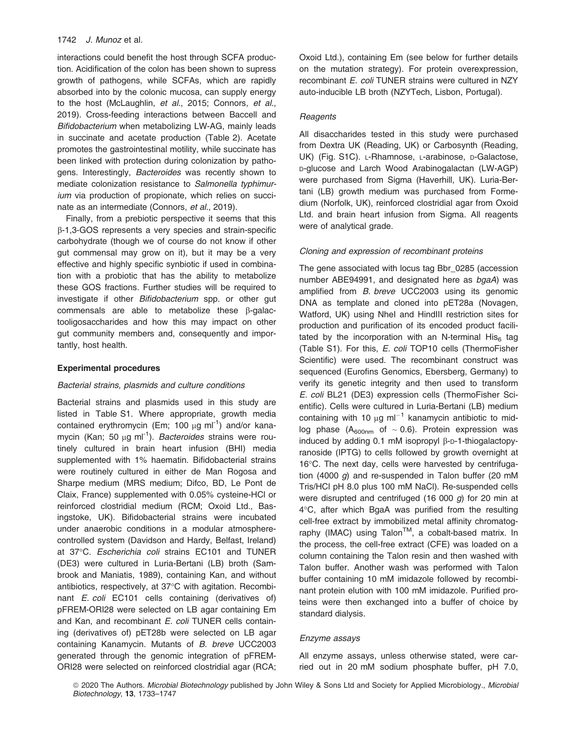interactions could benefit the host through SCFA production. Acidification of the colon has been shown to supress growth of pathogens, while SCFAs, which are rapidly absorbed into by the colonic mucosa, can supply energy to the host (McLaughlin, *et al*., 2015; Connors, *et al*., 2019). Cross-feeding interactions between Baccell and *Bifidobacterium* when metabolizing LW-AG, mainly leads in succinate and acetate production (Table 2). Acetate promotes the gastrointestinal motility, while succinate has been linked with protection during colonization by pathogens. Interestingly, *Bacteroides* was recently shown to mediate colonization resistance to *Salmonella typhimurium* via production of propionate, which relies on succinate as an intermediate (Connors, *et al*., 2019).

Finally, from a prebiotic perspective it seems that this β-1,3-GOS represents a very species and strain-specific carbohydrate (though we of course do not know if other gut commensal may grow on it), but it may be a very effective and highly specific synbiotic if used in combination with a probiotic that has the ability to metabolize these GOS fractions. Further studies will be required to investigate if other *Bifidobacterium* spp. or other gut commensals are able to metabolize these β-galactooligosaccharides and how this may impact on other gut community members and, consequently and importantly, host health.

## Experimental procedures

### *Bacterial strains, plasmids and culture conditions*

Bacterial strains and plasmids used in this study are listed in Table S1. Where appropriate, growth media contained erythromycin (Em; 100 μg ml$^{-1}$) and/or kanamycin (Kan; 50 μg ml$^{-1}$). *Bacteroides* strains were routinely cultured in brain heart infusion (BHI) media supplemented with 1% haematin. Bifidobacterial strains were routinely cultured in either de Man Rogosa and Sharpe medium (MRS medium; Difco, BD, Le Pont de Claix, France) supplemented with 0.05% cysteine-HCl or reinforced clostridial medium (RCM; Oxoid Ltd., Basingstoke, UK). Bifidobacterial strains were incubated under anaerobic conditions in a modular atmosphere-controlled system (Davidson and Hardy, Belfast, Ireland) at 37°C. *Escherichia coli* strains EC101 and TUNER (DE3) were cultured in Luria-Bertani (LB) broth (Sambrook and Maniatis, 1989), containing Kan, and without antibiotics, respectively, at 37°C with agitation. Recombinant *E. coli* EC101 cells containing (derivatives of) pFREM-ORI28 were selected on LB agar containing Em and Kan, and recombinant *E. coli* TUNER cells containing (derivatives of) pET28b were selected on LB agar containing Kanamycin. Mutants of *B. breve* UCC2003 generated through the genomic integration of pFREM-ORI28 were selected on reinforced clostridial agar (RCA; Oxoid Ltd.), containing Em (see below for further details on the mutation strategy). For protein overexpression, recombinant *E. coli* TUNER strains were cultured in NZY auto-inducible LB broth (NZYTech, Lisbon, Portugal).

### *Reagents*

All disaccharides tested in this study were purchased from Dextra UK (Reading, UK) or Carbosynth (Reading, UK) (Fig. S1C). L-Rhamnose, L-arabinose, D-Galactose, D-glucose and Larch Wood Arabinogalactan (LW-AGP) were purchased from Sigma (Haverhill, UK). Luria-Bertani (LB) growth medium was purchased from Formedium (Norfolk, UK), reinforced clostridial agar from Oxoid Ltd. and brain heart infusion from Sigma. All reagents were of analytical grade.

### *Cloning and expression of recombinant proteins*

The gene associated with locus tag Bbr_0285 (accession number ABE94991, and designated here as *bgaA*) was amplified from *B. breve* UCC2003 using its genomic DNA as template and cloned into pET28a (Novagen, Watford, UK) using NheI and HindIII restriction sites for production and purification of its encoded product facilitated by the incorporation with an N-terminal $His_6$ tag (Table S1). For this, *E. coli* TOP10 cells (ThermoFisher Scientific) were used. The recombinant construct was sequenced (Eurofins Genomics, Ebersberg, Germany) to verify its genetic integrity and then used to transform *E. coli* BL21 (DE3) expression cells (ThermoFisher Scientific). Cells were cultured in Luria-Bertani (LB) medium containing with 10 μg ml$^{-1}$ kanamycin antibiotic to mid-log phase ($A_{600nm}$ of ~ 0.6). Protein expression was induced by adding 0.1 mM isopropyl β-D-1-thiogalactopyranoside (IPTG) to cells followed by growth overnight at 16°C. The next day, cells were harvested by centrifugation (4000 *g*) and re-suspended in Talon buffer (20 mM Tris/HCl pH 8.0 plus 100 mM NaCl). Re-suspended cells were disrupted and centrifuged (16 000 *g*) for 20 min at 4°C, after which BgaA was purified from the resulting cell-free extract by immobilized metal affinity chromatography (IMAC) using Talon™, a cobalt-based matrix. In the process, the cell-free extract (CFE) was loaded on a column containing the Talon resin and then washed with Talon buffer. Another wash was performed with Talon buffer containing 10 mM imidazole followed by recombinant protein elution with 100 mM imidazole. Purified proteins were then exchanged into a buffer of choice by standard dialysis.

### *Enzyme assays*

All enzyme assays, unless otherwise stated, were carried out in 20 mM sodium phosphate buffer, pH 7.0,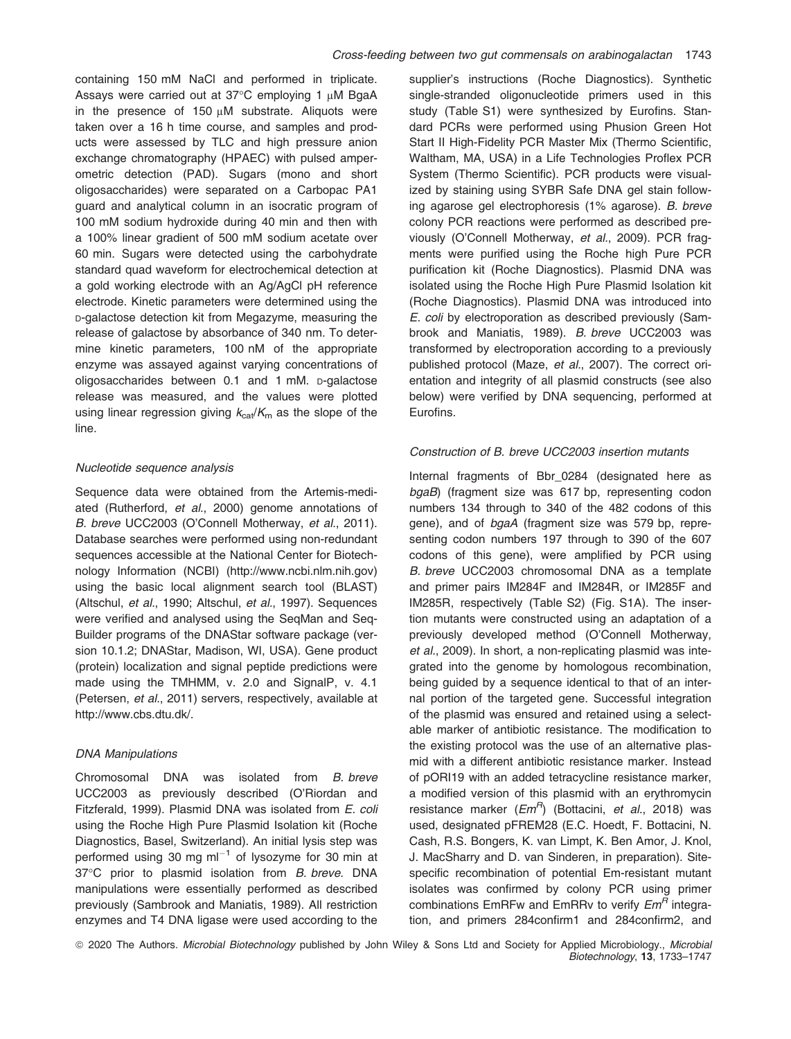containing 150 mM NaCl and performed in triplicate. Assays were carried out at 37°C employing 1 μM BgaA in the presence of 150 μM substrate. Aliquots were taken over a 16 h time course, and samples and products were assessed by TLC and high pressure anion exchange chromatography (HPAEC) with pulsed amperometric detection (PAD). Sugars (mono and short oligosaccharides) were separated on a Carbopac PA1 guard and analytical column in an isocratic program of 100 mM sodium hydroxide during 40 min and then with a 100% linear gradient of 500 mM sodium acetate over 60 min. Sugars were detected using the carbohydrate standard quad waveform for electrochemical detection at a gold working electrode with an Ag/AgCl pH reference electrode. Kinetic parameters were determined using the D-galactose detection kit from Megazyme, measuring the release of galactose by absorbance of 340 nm. To determine kinetic parameters, 100 nM of the appropriate enzyme was assayed against varying concentrations of oligosaccharides between 0.1 and 1 mM. D-galactose release was measured, and the values were plotted using linear regression giving $k_{cat}/K_m$ as the slope of the line.

### Nucleotide sequence analysis

Sequence data were obtained from the Artemis-mediated (Rutherford, *et al.*, 2000) genome annotations of *B. breve* UCC2003 (O'Connell Motherway, *et al.*, 2011). Database searches were performed using non-redundant sequences accessible at the National Center for Biotechnology Information (NCBI) (http://www.ncbi.nlm.nih.gov) using the basic local alignment search tool (BLAST) (Altschul, *et al.*, 1990; Altschul, *et al.*, 1997). Sequences were verified and analysed using the SeqMan and SeqBuilder programs of the DNAStar software package (version 10.1.2; DNAStar, Madison, WI, USA). Gene product (protein) localization and signal peptide predictions were made using the TMHMM, v. 2.0 and SignalP, v. 4.1 (Petersen, *et al.*, 2011) servers, respectively, available at http://www.cbs.dtu.dk/.

### DNA Manipulations

Chromosomal DNA was isolated from *B. breve* UCC2003 as previously described (O'Riordan and Fitzferald, 1999). Plasmid DNA was isolated from *E. coli* using the Roche High Pure Plasmid Isolation kit (Roche Diagnostics, Basel, Switzerland). An initial lysis step was performed using 30 mg ml$^{-1}$ of lysozyme for 30 min at 37°C prior to plasmid isolation from *B. breve*. DNA manipulations were essentially performed as described previously (Sambrook and Maniatis, 1989). All restriction enzymes and T4 DNA ligase were used according to the supplier's instructions (Roche Diagnostics). Synthetic single-stranded oligonucleotide primers used in this study (Table S1) were synthesized by Eurofins. Standard PCRs were performed using Phusion Green Hot Start II High-Fidelity PCR Master Mix (Thermo Scientific, Waltham, MA, USA) in a Life Technologies Proflex PCR System (Thermo Scientific). PCR products were visualized by staining using SYBR Safe DNA gel stain following agarose gel electrophoresis (1% agarose). *B. breve* colony PCR reactions were performed as described previously (O'Connell Motherway, *et al.*, 2009). PCR fragments were purified using the Roche high Pure PCR purification kit (Roche Diagnostics). Plasmid DNA was isolated using the Roche High Pure Plasmid Isolation kit (Roche Diagnostics). Plasmid DNA was introduced into *E. coli* by electroporation as described previously (Sambrook and Maniatis, 1989). *B. breve* UCC2003 was transformed by electroporation according to a previously published protocol (Maze, *et al.*, 2007). The correct orientation and integrity of all plasmid constructs (see also below) were verified by DNA sequencing, performed at Eurofins.

### Construction of B. breve UCC2003 insertion mutants

Internal fragments of Bbr_0284 (designated here as *bgaB*) (fragment size was 617 bp, representing codon numbers 134 through to 340 of the 482 codons of this gene), and of *bgaA* (fragment size was 579 bp, representing codon numbers 197 through to 390 of the 607 codons of this gene), were amplified by PCR using *B. breve* UCC2003 chromosomal DNA as a template and primer pairs IM284F and IM284R, or IM285F and IM285R, respectively (Table S2) (Fig. S1A). The insertion mutants were constructed using an adaptation of a previously developed method (O'Connell Motherway, *et al.*, 2009). In short, a non-replicating plasmid was integrated into the genome by homologous recombination, being guided by a sequence identical to that of an internal portion of the targeted gene. Successful integration of the plasmid was ensured and retained using a selectable marker of antibiotic resistance. The modification to the existing protocol was the use of an alternative plasmid with a different antibiotic resistance marker. Instead of pORI19 with an added tetracycline resistance marker, a modified version of this plasmid with an erythromycin resistance marker ($Em^R$) (Bottacini, *et al.*, 2018) was used, designated pFREM28 (E.C. Hoedt, F. Bottacini, N. Cash, R.S. Bongers, K. van Limpt, K. Ben Amor, J. Knol, J. MacSharry and D. van Sinderen, in preparation). Site-specific recombination of potential Em-resistant mutant isolates was confirmed by colony PCR using primer combinations EmRFw and EmRRv to verify $Em^R$ integration, and primers 284confirm1 and 284confirm2, and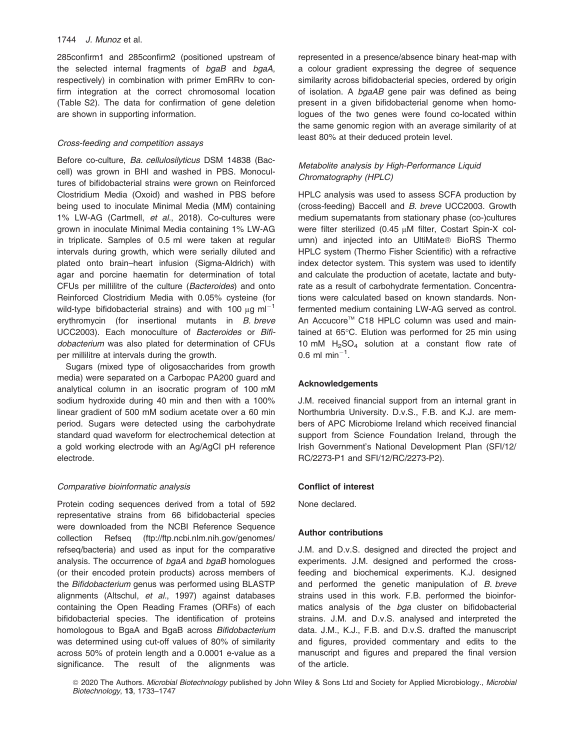285confirm1 and 285confirm2 (positioned upstream of the selected internal fragments of *bgaB* and *bgaA*, respectively) in combination with primer EmRRv to confirm integration at the correct chromosomal location (Table S2). The data for confirmation of gene deletion are shown in supporting information.

### *Cross-feeding and competition assays*

Before co-culture, *Ba. cellulosilyticus* DSM 14838 (Baccell) was grown in BHI and washed in PBS. Monocultures of bifidobacterial strains were grown on Reinforced Clostridium Media (Oxoid) and washed in PBS before being used to inoculate Minimal Media (MM) containing 1% LW-AG (Cartmell, *et al*., 2018). Co-cultures were grown in inoculate Minimal Media containing 1% LW-AG in triplicate. Samples of 0.5 ml were taken at regular intervals during growth, which were serially diluted and plated onto brain–heart infusion (Sigma-Aldrich) with agar and porcine haematin for determination of total CFUs per millilitre of the culture (*Bacteroides*) and onto Reinforced Clostridium Media with 0.05% cysteine (for wild-type bifidobacterial strains) and with 100 μg ml$^{-1}$ erythromycin (for insertional mutants in *B. breve* UCC2003). Each monoculture of *Bacteroides* or *Bifidobacterium* was also plated for determination of CFUs per millilitre at intervals during the growth.

Sugars (mixed type of oligosaccharides from growth media) were separated on a Carbopac PA200 guard and analytical column in an isocratic program of 100 mM sodium hydroxide during 40 min and then with a 100% linear gradient of 500 mM sodium acetate over a 60 min period. Sugars were detected using the carbohydrate standard quad waveform for electrochemical detection at a gold working electrode with an Ag/AgCl pH reference electrode.

### *Comparative bioinformatic analysis*

Protein coding sequences derived from a total of 592 representative strains from 66 bifidobacterial species were downloaded from the NCBI Reference Sequence collection Refseq (ftp://ftp.ncbi.nlm.nih.gov/genomes/refseq/bacteria) and used as input for the comparative analysis. The occurrence of *bgaA* and *bgaB* homologues (or their encoded protein products) across members of the *Bifidobacterium* genus was performed using BLASTP alignments (Altschul, *et al*., 1997) against databases containing the Open Reading Frames (ORFs) of each bifidobacterial species. The identification of proteins homologous to BgaA and BgaB across *Bifidobacterium* was determined using cut-off values of 80% of similarity across 50% of protein length and a 0.0001 e-value as a significance. The result of the alignments was represented in a presence/absence binary heat-map with a colour gradient expressing the degree of sequence similarity across bifidobacterial species, ordered by origin of isolation. A *bgaAB* gene pair was defined as being present in a given bifidobacterial genome when homologues of the two genes were found co-located within the same genomic region with an average similarity of at least 80% at their deduced protein level.

### *Metabolite analysis by High-Performance Liquid Chromatography (HPLC)*

HPLC analysis was used to assess SCFA production by (cross-feeding) Baccell and *B. breve* UCC2003. Growth medium supernatants from stationary phase (co-)cultures were filter sterilized (0.45 μM filter, Costart Spin-X column) and injected into an UltiMate® BioRS Thermo HPLC system (Thermo Fisher Scientific) with a refractive index detector system. This system was used to identify and calculate the production of acetate, lactate and butyrate as a result of carbohydrate fermentation. Concentrations were calculated based on known standards. Non-fermented medium containing LW-AG served as control. An Accucore™ C18 HPLC column was used and maintained at 65°C. Elution was performed for 25 min using 10 mM $H_2SO_4$ solution at a constant flow rate of 0.6 ml min$^{-1}$.

## Acknowledgements

J.M. received financial support from an internal grant in Northumbria University. D.v.S., F.B. and K.J. are members of APC Microbiome Ireland which received financial support from Science Foundation Ireland, through the Irish Government's National Development Plan (SFI/12/RC/2273-P1 and SFI/12/RC/2273-P2).

## Conflict of interest

None declared.

## Author contributions

J.M. and D.v.S. designed and directed the project and experiments. J.M. designed and performed the cross-feeding and biochemical experiments. K.J. designed and performed the genetic manipulation of *B. breve* strains used in this work. F.B. performed the bioinformatics analysis of the *bga* cluster on bifidobacterial strains. J.M. and D.v.S. analysed and interpreted the data. J.M., K.J., F.B. and D.v.S. drafted the manuscript and figures, provided commentary and edits to the manuscript and figures and prepared the final version of the article.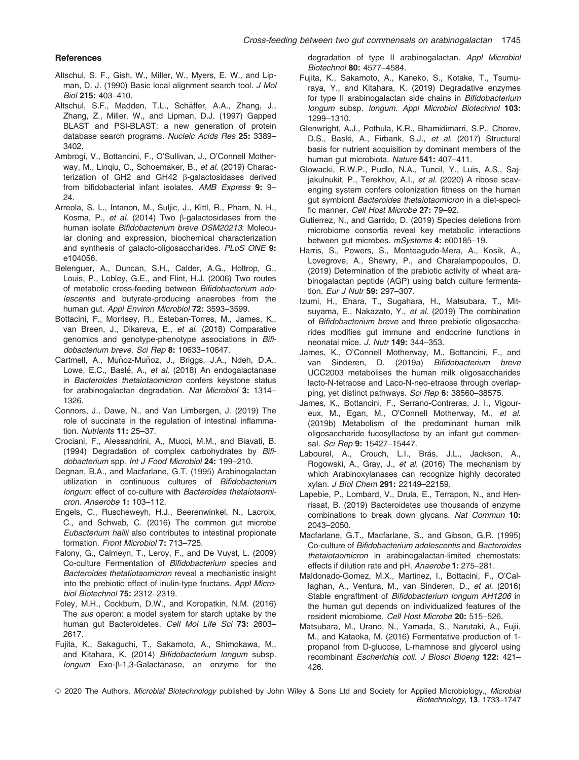## References

Altschul, S. F., Gish, W., Miller, W., Myers, E. W., and Lipman, D. J. (1990) Basic local alignment search tool. *J Mol Biol* **215:** 403–410.

Altschul, S.F., Madden, T.L., Schäffer, A.A., Zhang, J., Zhang, Z., Miller, W., and Lipman, D.J. (1997) Gapped BLAST and PSI-BLAST: a new generation of protein database search programs. *Nucleic Acids Res* **25:** 3389–3402.

Ambrogi, V., Bottancini, F., O'Sullivan, J., O'Connell Motherway, M., Linqiu, C., Schoemaker, B., *et al.* (2019) Characterization of GH2 and GH42 β-galactosidases derived from bifidobacterial infant isolates. *AMB Express* **9:** 9–24.

Arreola, S. L., Intanon, M., Suljic, J., Kittl, R., Pham, N. H., Kosma, P., *et al.* (2014) Two β-galactosidases from the human isolate *Bifidobacterium breve DSM20213*: Molecular cloning and expression, biochemical characterization and synthesis of galacto-oligosaccharides. *PLoS ONE* **9:** e104056.

Belenguer, A., Duncan, S.H., Calder, A.G., Holtrop, G., Louis, P., Lobley, G.E., and Flint, H.J. (2006) Two routes of metabolic cross-feeding between *Bifidobacterium adolescentis* and butyrate-producing anaerobes from the human gut. *Appl Environ Microbiol* **72:** 3593–3599.

Bottacini, F., Morrisey, R., Esteban-Torres, M., James, K., van Breen, J., Dikareva, E., *et al.* (2018) Comparative genomics and genotype-phenotype associations in *Bifidobacterium breve*. *Sci Rep* **8:** 10633–10647.

Cartmell, A., Muñoz-Muñoz, J., Briggs, J.A., Ndeh, D.A., Lowe, E.C., Baslé, A., *et al.* (2018) An endogalactanase in *Bacteroides thetaiotaomicron* confers keystone status for arabinogalactan degradation. *Nat Microbiol* **3:** 1314–1326.

Connors, J., Dawe, N., and Van Limbergen, J. (2019) The role of succinate in the regulation of intestinal inflammation. *Nutrients* **11:** 25–37.

Crociani, F., Alessandrini, A., Mucci, M.M., and Biavati, B. (1994) Degradation of complex carbohydrates by *Bifidobacterium* spp. *Int J Food Microbiol* **24:** 199–210.

Degnan, B.A., and Macfarlane, G.T. (1995) Arabinogalactan utilization in continuous cultures of *Bifidobacterium longum*: effect of co-culture with *Bacteroides thetaiotaomicron*. *Anaerobe* **1:** 103–112.

Engels, C., Ruscheweyh, H.J., Beerenwinkel, N., Lacroix, C., and Schwab, C. (2016) The common gut microbe *Eubacterium hallii* also contributes to intestinal propionate formation. *Front Microbiol* **7:** 713–725.

Falony, G., Calmeyn, T., Leroy, F., and De Vuyst, L. (2009) Co-culture Fermentation of *Bifidobacterium* species and *Bacteroides thetatiotaomicron* reveal a mechanistic insight into the prebiotic effect of inulin-type fructans. *Appl Microbiol Biotechnol* **75:** 2312–2319.

Foley, M.H., Cockburn, D.W., and Koropatkin, N.M. (2016) The *sus* operon: a model system for starch uptake by the human gut Bacteroidetes. *Cell Mol Life Sci* **73:** 2603–2617.

Fujita, K., Sakaguchi, T., Sakamoto, A., Shimokawa, M., and Kitahara, K. (2014) *Bifidobacterium longum* subsp. *longum* Exo-β-1,3-Galactanase, an enzyme for the degradation of type II arabinogalactan. *Appl Microbiol Biotechnol* **80:** 4577–4584.

Fujita, K., Sakamoto, A., Kaneko, S., Kotake, T., Tsumuraya, Y., and Kitahara, K. (2019) Degradative enzymes for type II arabinogalactan side chains in *Bifidobacterium longum* subsp. *longum*. *Appl Microbiol Biotechnol* **103:** 1299–1310.

Glenwright, A.J., Pothula, K.R., Bhamidimarri, S.P., Chorev, D.S., Baslé, A., Firbank, S.J., *et al.* (2017) Structural basis for nutrient acquisition by dominant members of the human gut microbiota. *Nature* **541:** 407–411.

Glowacki, R.W.P., Pudlo, N.A., Tuncil, Y., Luis, A.S., Sajjakulnukit, P., Terekhov, A.I., *et al.* (2020) A ribose scavenging system confers colonization fitness on the human gut symbiont *Bacteroides thetaiotaomicron* in a diet-specific manner. *Cell Host Microbe* **27:** 79–92.

Gutierrez, N., and Garrido, D. (2019) Species deletions from microbiome consortia reveal key metabolic interactions between gut microbes. *mSystems* **4:** e00185–19.

Harris, S., Powers, S., Monteagudo-Mera, A., Kosik, A., Lovegrove, A., Shewry, P., and Charalampopoulos, D. (2019) Determination of the prebiotic activity of wheat arabinogalactan peptide (AGP) using batch culture fermentation. *Eur J Nutr* **59:** 297–307.

Izumi, H., Ehara, T., Sugahara, H., Matsubara, T., Mitsuyama, E., Nakazato, Y., *et al.* (2019) The combination of *Bifidobacterium breve* and three prebiotic oligosaccharides modifies gut immune and endocrine functions in neonatal mice. *J. Nutr* **149:** 344–353.

James, K., O'Connell Motherway, M., Bottancini, F., and van Sinderen, D. (2019a) *Bifidobacterium breve* UCC2003 metabolises the human milk oligosaccharides lacto-N-tetraose and Laco-N-neo-etraose through overlapping, yet distinct pathways. *Sci Rep* **6:** 38560–38575.

James, K., Bottancini, F., Serrano-Contreras, J. I., Vigoureux, M., Egan, M., O'Connell Motherway, M., *et al.* (2019b) Metabolism of the predominant human milk oligosaccharide fucosyllactose by an infant gut commensal. *Sci Rep* **9:** 15427–15447.

Labourel, A., Crouch, L.I., Brás, J.L., Jackson, A., Rogowski, A., Gray, J., *et al.* (2016) The mechanism by which Arabinoxylanases can recognize highly decorated xylan. *J Biol Chem* **291:** 22149–22159.

Lapebie, P., Lombard, V., Drula, E., Terrapon, N., and Henrissat, B. (2019) Bacteroidetes use thousands of enzyme combinations to break down glycans. *Nat Commun* **10:** 2043–2050.

Macfarlane, G.T., Macfarlane, S., and Gibson, G.R. (1995) Co-culture of *Bifidobacterium adolescentis* and *Bacteroides thetaiotaomicron* in arabinogalactan-limited chemostats: effects if dilution rate and pH. *Anaerobe* **1:** 275–281.

Maldonado-Gomez, M.X., Martinez, I., Bottacini, F., O'Callaghan, A., Ventura, M., van Sinderen, D., *et al.* (2016) Stable engraftment of *Bifidobacterium longum AH1206* in the human gut depends on individualized features of the resident microbiome. *Cell Host Microbe* **20:** 515–526.

Matsubara, M., Urano, N., Yamada, S., Narutaki, A., Fujii, M., and Kataoka, M. (2016) Fermentative production of 1-propanol from D-glucose, L-rhamnose and glycerol using recombinant *Escherichia coli*. *J Biosci Bioeng* **122:** 421–426.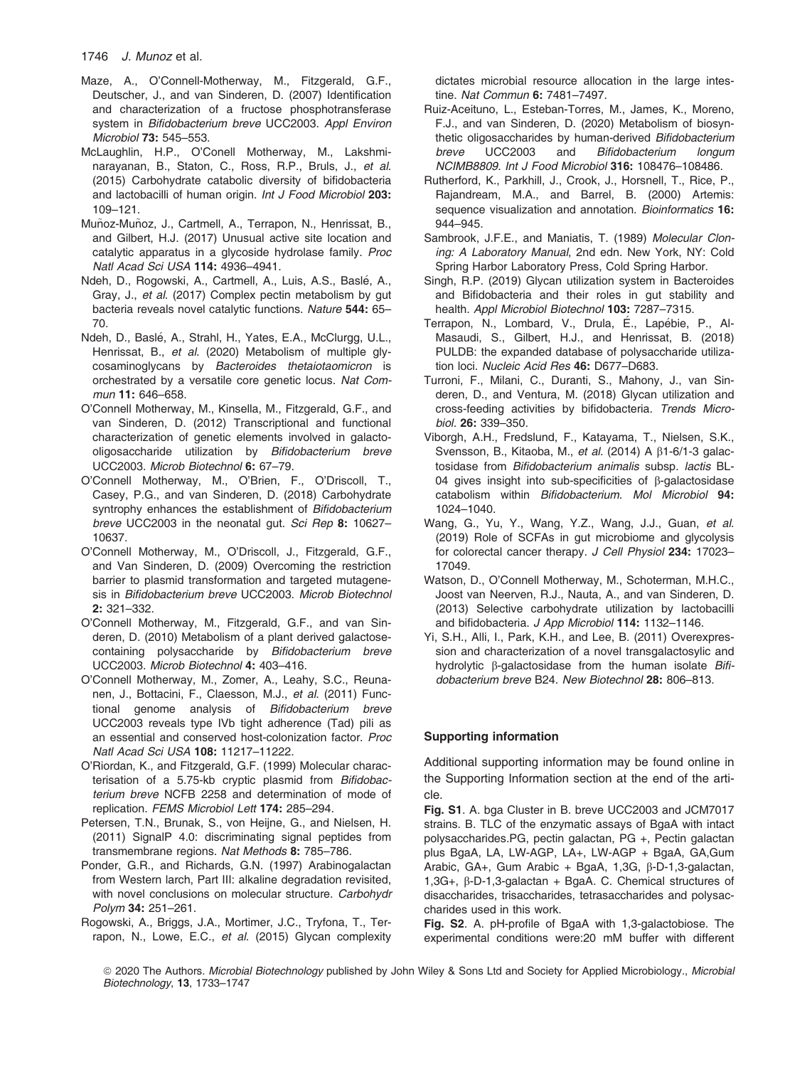Maze, A., O'Connell-Motherway, M., Fitzgerald, G.F., Deutscher, J., and van Sinderen, D. (2007) Identification and characterization of a fructose phosphotransferase system in *Bifidobacterium breve* UCC2003. *Appl Environ Microbiol* **73:** 545–553.

McLaughlin, H.P., O'Conell Motherway, M., Lakshminarayanan, B., Staton, C., Ross, R.P., Bruls, J., *et al.* (2015) Carbohydrate catabolic diversity of bifidobacteria and lactobacilli of human origin. *Int J Food Microbiol* **203:** 109–121.

Muñoz-Muñoz, J., Cartmell, A., Terrapon, N., Henrissat, B., and Gilbert, H.J. (2017) Unusual active site location and catalytic apparatus in a glycoside hydrolase family. *Proc Natl Acad Sci USA* **114:** 4936–4941.

Ndeh, D., Rogowski, A., Cartmell, A., Luis, A.S., Baslé, A., Gray, J., *et al.* (2017) Complex pectin metabolism by gut bacteria reveals novel catalytic functions. *Nature* **544:** 65–70.

Ndeh, D., Baslé, A., Strahl, H., Yates, E.A., McClurgg, U.L., Henrissat, B., *et al.* (2020) Metabolism of multiple glycosaminoglycans by *Bacteroides thetaiotaomicron* is orchestrated by a versatile core genetic locus. *Nat Commun* **11:** 646–658.

O'Connell Motherway, M., Kinsella, M., Fitzgerald, G.F., and van Sinderen, D. (2012) Transcriptional and functional characterization of genetic elements involved in galacto-oligosaccharide utilization by *Bifidobacterium breve* UCC2003. *Microb Biotechnol* **6:** 67–79.

O'Connell Motherway, M., O'Brien, F., O'Driscoll, T., Casey, P.G., and van Sinderen, D. (2018) Carbohydrate syntrophy enhances the establishment of *Bifidobacterium breve* UCC2003 in the neonatal gut. *Sci Rep* **8:** 10627–10637.

O'Connell Motherway, M., O'Driscoll, J., Fitzgerald, G.F., and Van Sinderen, D. (2009) Overcoming the restriction barrier to plasmid transformation and targeted mutagenesis in *Bifidobacterium breve* UCC2003. *Microb Biotechnol* **2:** 321–332.

O'Connell Motherway, M., Fitzgerald, G.F., and van Sinderen, D. (2010) Metabolism of a plant derived galactose-containing polysaccharide by *Bifidobacterium breve* UCC2003. *Microb Biotechnol* **4:** 403–416.

O'Connell Motherway, M., Zomer, A., Leahy, S.C., Reunanen, J., Bottacini, F., Claesson, M.J., *et al.* (2011) Functional genome analysis of *Bifidobacterium breve* UCC2003 reveals type IVb tight adherence (Tad) pili as an essential and conserved host-colonization factor. *Proc Natl Acad Sci USA* **108:** 11217–11222.

O'Riordan, K., and Fitzgerald, G.F. (1999) Molecular characterisation of a 5.75-kb cryptic plasmid from *Bifidobacterium breve* NCFB 2258 and determination of mode of replication. *FEMS Microbiol Lett* **174:** 285–294.

Petersen, T.N., Brunak, S., von Heijne, G., and Nielsen, H. (2011) SignalP 4.0: discriminating signal peptides from transmembrane regions. *Nat Methods* **8:** 785–786.

Ponder, G.R., and Richards, G.N. (1997) Arabinogalactan from Western larch, Part III: alkaline degradation revisited, with novel conclusions on molecular structure. *Carbohydr Polym* **34:** 251–261.

Rogowski, A., Briggs, J.A., Mortimer, J.C., Tryfona, T., Terrapon, N., Lowe, E.C., *et al.* (2015) Glycan complexity dictates microbial resource allocation in the large intestine. *Nat Commun* **6:** 7481–7497.

Ruiz-Aceituno, L., Esteban-Torres, M., James, K., Moreno, F.J., and van Sinderen, D. (2020) Metabolism of biosynthetic oligosaccharides by human-derived *Bifidobacterium breve* UCC2003 and *Bifidobacterium longum* *NCIMB8809*. *Int J Food Microbiol* **316:** 108476–108486.

Rutherford, K., Parkhill, J., Crook, J., Horsnell, T., Rice, P., Rajandream, M.A., and Barrel, B. (2000) Artemis: sequence visualization and annotation. *Bioinformatics* **16:** 944–945.

Sambrook, J.F.E., and Maniatis, T. (1989) *Molecular Cloning: A Laboratory Manual*, 2nd edn. New York, NY: Cold Spring Harbor Laboratory Press, Cold Spring Harbor.

Singh, R.P. (2019) Glycan utilization system in Bacteroides and Bifidobacteria and their roles in gut stability and health. *Appl Microbiol Biotechnol* **103:** 7287–7315.

Terrapon, N., Lombard, V., Drula, É., Lapébie, P., Al-Masaudi, S., Gilbert, H.J., and Henrissat, B. (2018) PULDB: the expanded database of polysaccharide utilization loci. *Nucleic Acid Res* **46:** D677–D683.

Turroni, F., Milani, C., Duranti, S., Mahony, J., van Sinderen, D., and Ventura, M. (2018) Glycan utilization and cross-feeding activities by bifidobacteria. *Trends Microbiol.* **26:** 339–350.

Viborgh, A.H., Fredslund, F., Katayama, T., Nielsen, S.K., Svensson, B., Kitaoba, M., *et al.* (2014) A β1-6/1-3 galactosidase from *Bifidobacterium animalis* subsp. *lactis* BL-04 gives insight into sub-specificities of β-galactosidase catabolism within *Bifidobacterium*. *Mol Microbiol* **94:** 1024–1040.

Wang, G., Yu, Y., Wang, Y.Z., Wang, J.J., Guan, *et al.* (2019) Role of SCFAs in gut microbiome and glycolysis for colorectal cancer therapy. *J Cell Physiol* **234:** 17023–17049.

Watson, D., O'Connell Motherway, M., Schoterman, M.H.C., Joost van Neerven, R.J., Nauta, A., and van Sinderen, D. (2013) Selective carbohydrate utilization by lactobacilli and bifidobacteria. *J App Microbiol* **114:** 1132–1146.

Yi, S.H., Alli, I., Park, K.H., and Lee, B. (2011) Overexpression and characterization of a novel transgalactosylic and hydrolytic β-galactosidase from the human isolate *Bifidobacterium breve* B24. *New Biotechnol* **28:** 806–813.

## Supporting information

Additional supporting information may be found online in the Supporting Information section at the end of the article.

**Fig. S1**. A. bga Cluster in B. breve UCC2003 and JCM7017 strains. B. TLC of the enzymatic assays of BgaA with intact polysaccharides.PG, pectin galactan, PG +, Pectin galactan plus BgaA, LA, LW-AGP, LA+, LW-AGP + BgaA, GA,Gum Arabic, GA+, Gum Arabic + BgaA, 1,3G, β-D-1,3-galactan, 1,3G+, β-D-1,3-galactan + BgaA. C. Chemical structures of disaccharides, trisaccharides, tetrasaccharides and polysaccharides used in this work.

**Fig. S2**. A. pH-profile of BgaA with 1,3-galactobiose. The experimental conditions were:20 mM buffer with different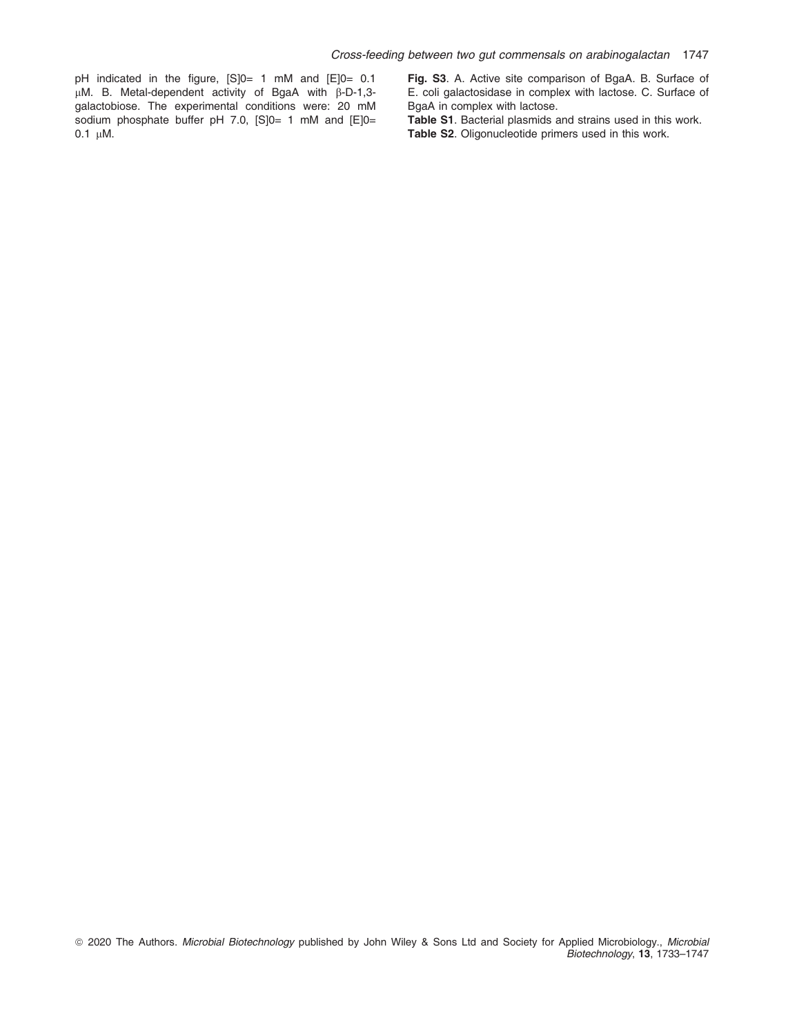pH indicated in the figure, $[S]_0$= 1 mM and $[E]_0$= 0.1 μM. B. Metal-dependent activity of BgaA with β-D-1,3-galactobiose. The experimental conditions were: 20 mM sodium phosphate buffer pH 7.0, $[S]_0$= 1 mM and $[E]_0$= 0.1 μM.

**Fig. S3**. A. Active site comparison of BgaA. B. Surface of E. coli galactosidase in complex with lactose. C. Surface of BgaA in complex with lactose.

**Table S1**. Bacterial plasmids and strains used in this work.

**Table S2**. Oligonucleotide primers used in this work.